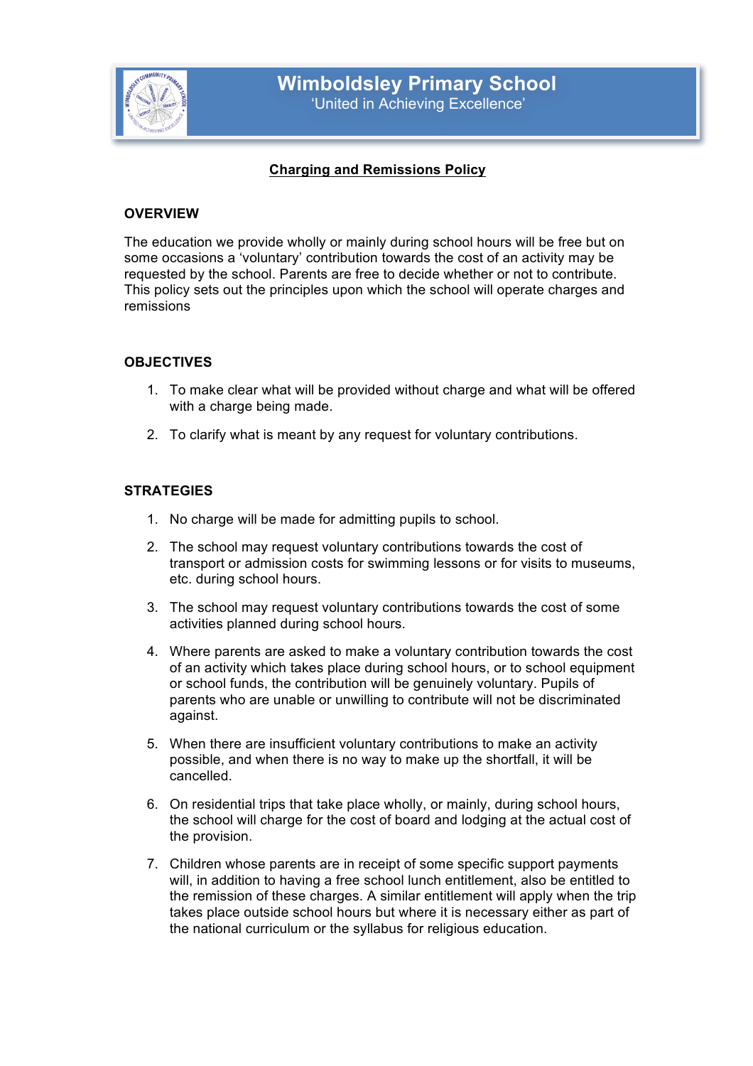# Wimboldsley Primary School

'United in Achieving Excellence'

## Charging and Remissions Policy

### OVERVIEW

The education we provide wholly or mainly during school hours will be free but on some occasions a 'voluntary' contribution towards the cost of an activity may be requested by the school. Parents are free to decide whether or not to contribute. This policy sets out the principles upon which the school will operate charges and remissions

### OBJECTIVES

1. To make clear what will be provided without charge and what will be offered with a charge being made.
2. To clarify what is meant by any request for voluntary contributions.

### STRATEGIES

1. No charge will be made for admitting pupils to school.
2. The school may request voluntary contributions towards the cost of transport or admission costs for swimming lessons or for visits to museums, etc. during school hours.
3. The school may request voluntary contributions towards the cost of some activities planned during school hours.
4. Where parents are asked to make a voluntary contribution towards the cost of an activity which takes place during school hours, or to school equipment or school funds, the contribution will be genuinely voluntary. Pupils of parents who are unable or unwilling to contribute will not be discriminated against.
5. When there are insufficient voluntary contributions to make an activity possible, and when there is no way to make up the shortfall, it will be cancelled.
6. On residential trips that take place wholly, or mainly, during school hours, the school will charge for the cost of board and lodging at the actual cost of the provision.
7. Children whose parents are in receipt of some specific support payments will, in addition to having a free school lunch entitlement, also be entitled to the remission of these charges. A similar entitlement will apply when the trip takes place outside school hours but where it is necessary either as part of the national curriculum or the syllabus for religious education.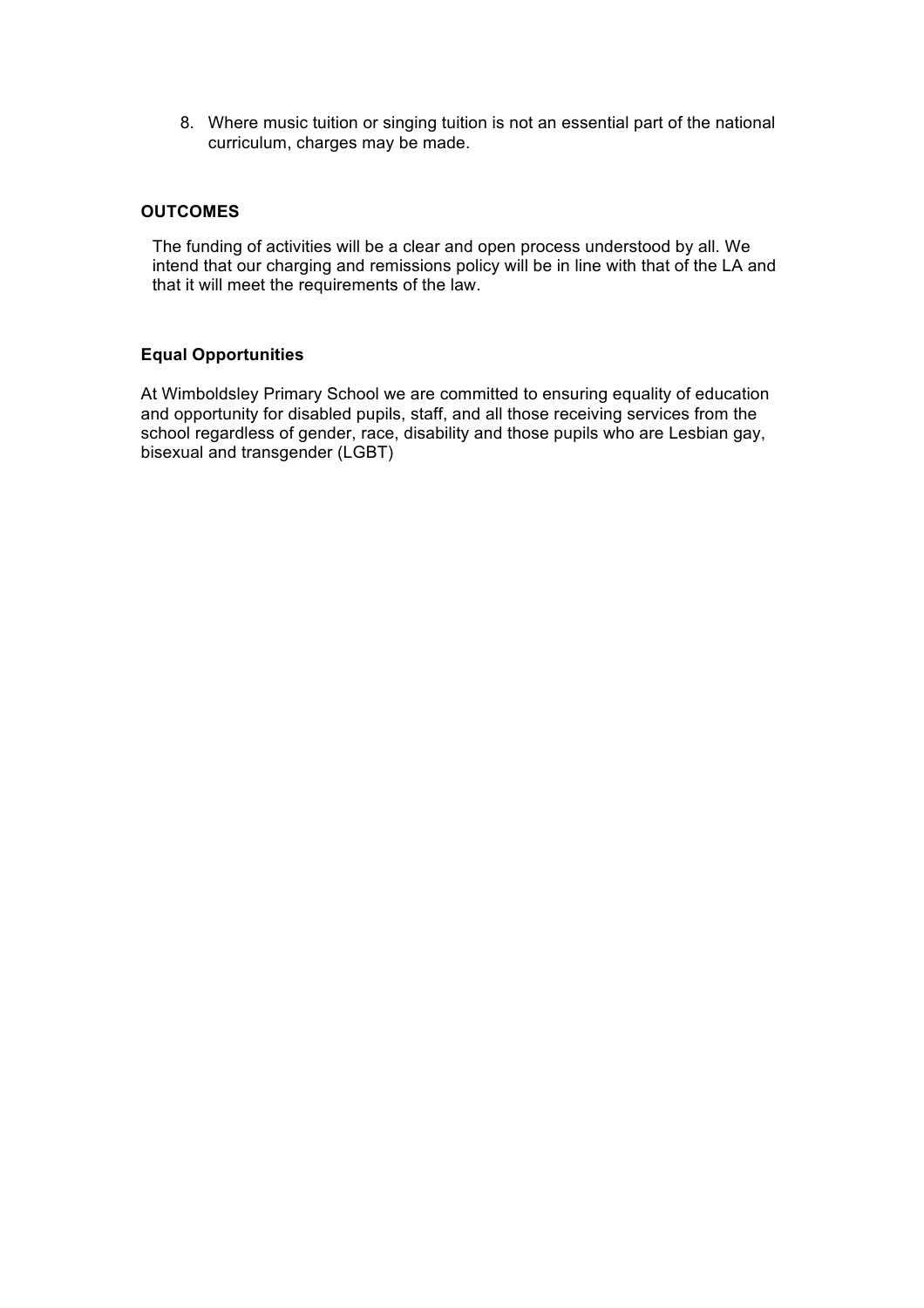8. Where music tuition or singing tuition is not an essential part of the national curriculum, charges may be made.

**OUTCOMES**

The funding of activities will be a clear and open process understood by all. We intend that our charging and remissions policy will be in line with that of the LA and that it will meet the requirements of the law.

**Equal Opportunities**

At Wimboldsley Primary School we are committed to ensuring equality of education and opportunity for disabled pupils, staff, and all those receiving services from the school regardless of gender, race, disability and those pupils who are Lesbian gay, bisexual and transgender (LGBT)